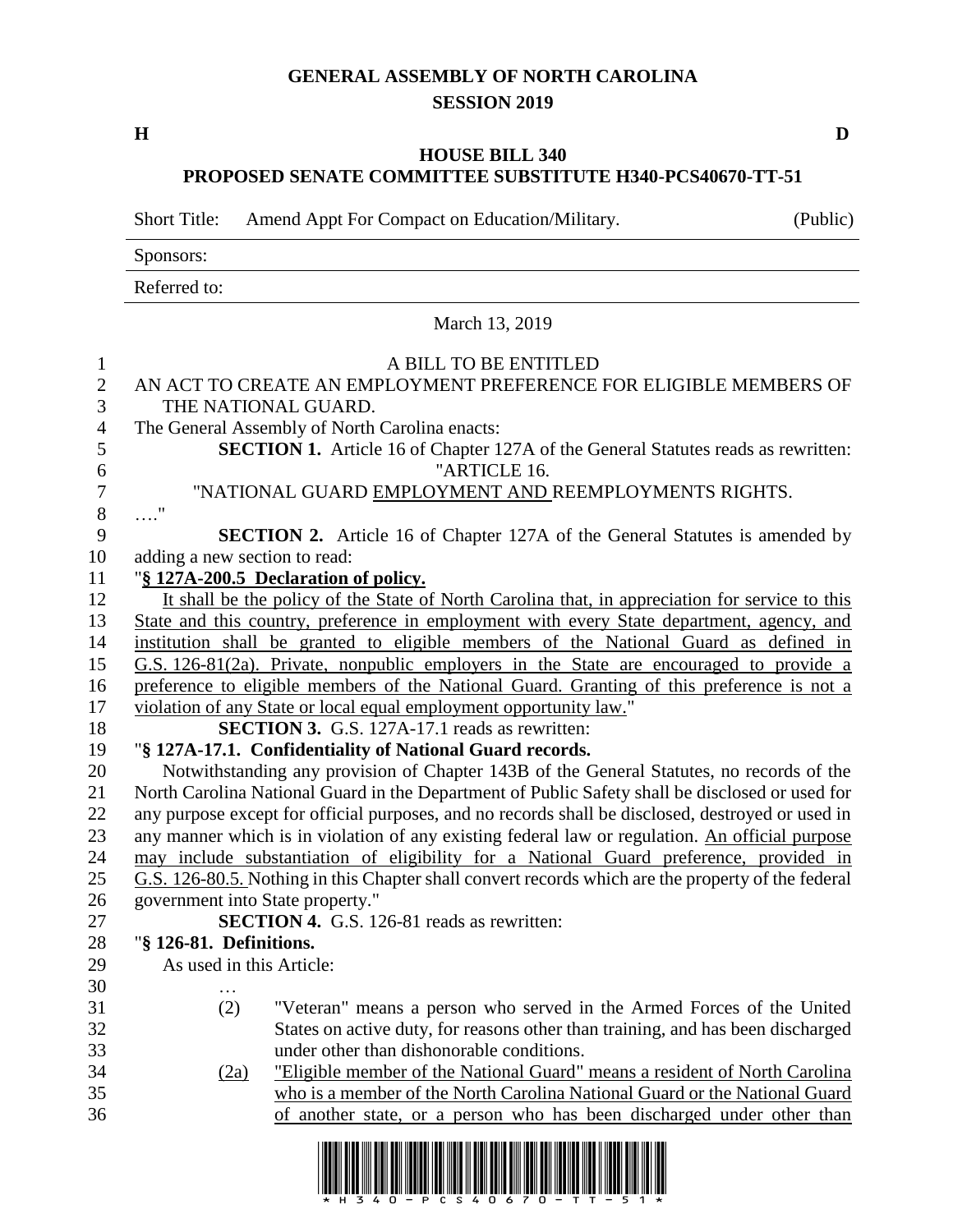**GENERAL ASSEMBLY OF NORTH CAROLINA**
**SESSION 2019**

**H** **D**

**HOUSE BILL 340**
**PROPOSED SENATE COMMITTEE SUBSTITUTE H340-PCS40670-TT-51**

| | | |
|---|---|---|
| Short Title: | Amend Appt For Compact on Education/Military. | (Public) |
| Sponsors: | | |
| Referred to: | | |

March 13, 2019

A BILL TO BE ENTITLED

AN ACT TO CREATE AN EMPLOYMENT PREFERENCE FOR ELIGIBLE MEMBERS OF THE NATIONAL GUARD.

The General Assembly of North Carolina enacts:

**SECTION 1.** Article 16 of Chapter 127A of the General Statutes reads as rewritten:

"ARTICLE 16.

"NATIONAL GUARD <u>EMPLOYMENT AND</u> REEMPLOYMENTS RIGHTS.

…."

**SECTION 2.** Article 16 of Chapter 127A of the General Statutes is amended by adding a new section to read:

"**<u>§ 127A-200.5 Declaration of policy.</u>**

<u>It shall be the policy of the State of North Carolina that, in appreciation for service to this State and this country, preference in employment with every State department, agency, and institution shall be granted to eligible members of the National Guard as defined in G.S. 126-81(2a). Private, nonpublic employers in the State are encouraged to provide a preference to eligible members of the National Guard. Granting of this preference is not a violation of any State or local equal employment opportunity law.</u>"

**SECTION 3.** G.S. 127A-17.1 reads as rewritten:

"**§ 127A-17.1. Confidentiality of National Guard records.**

Notwithstanding any provision of Chapter 143B of the General Statutes, no records of the North Carolina National Guard in the Department of Public Safety shall be disclosed or used for any purpose except for official purposes, and no records shall be disclosed, destroyed or used in any manner which is in violation of any existing federal law or regulation. <u>An official purpose may include substantiation of eligibility for a National Guard preference, provided in G.S. 126-80.5.</u> Nothing in this Chapter shall convert records which are the property of the federal government into State property."

**SECTION 4.** G.S. 126-81 reads as rewritten:

"**§ 126-81. Definitions.**

As used in this Article:

…

(2) "Veteran" means a person who served in the Armed Forces of the United States on active duty, for reasons other than training, and has been discharged under other than dishonorable conditions.

<u>(2a)</u> <u>"Eligible member of the National Guard" means a resident of North Carolina who is a member of the North Carolina National Guard or the National Guard of another state, or a person who has been discharged under other than</u>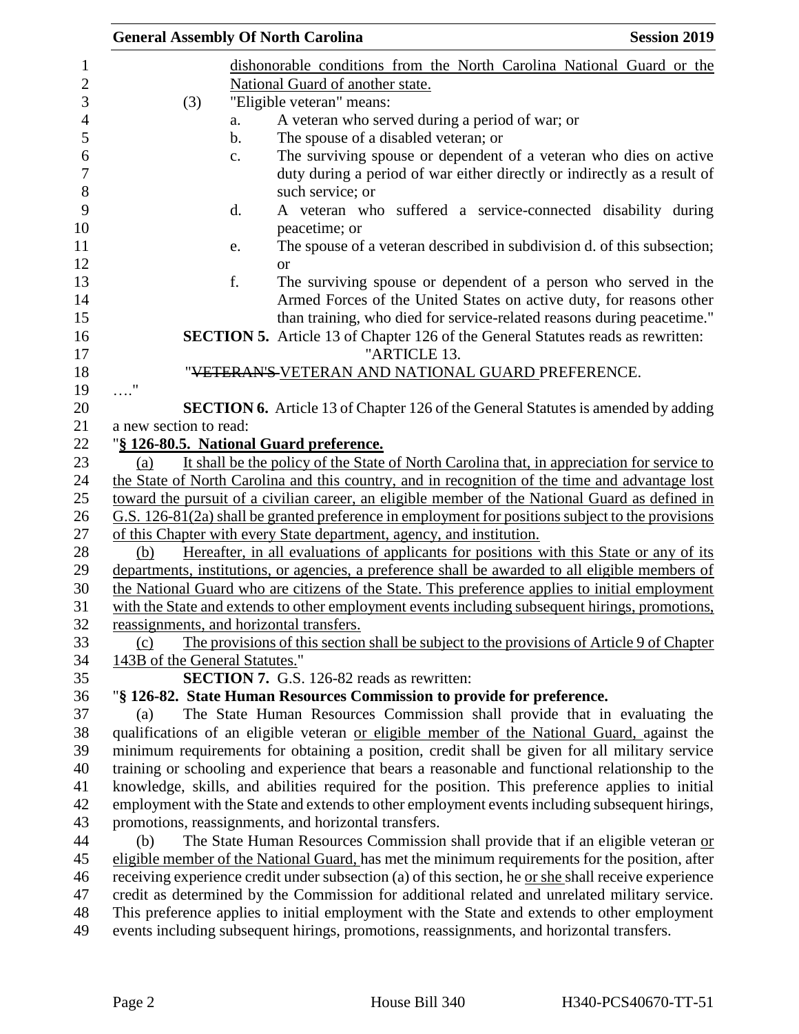dishonorable conditions from the North Carolina National Guard or the National Guard of another state.

(3) "Eligible veteran" means:

a. A veteran who served during a period of war; or

b. The spouse of a disabled veteran; or

c. The surviving spouse or dependent of a veteran who dies on active duty during a period of war either directly or indirectly as a result of such service; or

d. A veteran who suffered a service-connected disability during peacetime; or

e. The spouse of a veteran described in subdivision d. of this subsection; or

f. The surviving spouse or dependent of a person who served in the Armed Forces of the United States on active duty, for reasons other than training, who died for service-related reasons during peacetime."

**SECTION 5.** Article 13 of Chapter 126 of the General Statutes reads as rewritten:

"ARTICLE 13.

"~~VETERAN'S~~ VETERAN AND NATIONAL GUARD PREFERENCE.

…."

**SECTION 6.** Article 13 of Chapter 126 of the General Statutes is amended by adding a new section to read:

"**§ 126-80.5. National Guard preference.**

(a) It shall be the policy of the State of North Carolina that, in appreciation for service to the State of North Carolina and this country, and in recognition of the time and advantage lost toward the pursuit of a civilian career, an eligible member of the National Guard as defined in G.S. 126-81(2a) shall be granted preference in employment for positions subject to the provisions of this Chapter with every State department, agency, and institution.

(b) Hereafter, in all evaluations of applicants for positions with this State or any of its departments, institutions, or agencies, a preference shall be awarded to all eligible members of the National Guard who are citizens of the State. This preference applies to initial employment with the State and extends to other employment events including subsequent hirings, promotions, reassignments, and horizontal transfers.

(c) The provisions of this section shall be subject to the provisions of Article 9 of Chapter 143B of the General Statutes."

**SECTION 7.** G.S. 126-82 reads as rewritten:

"**§ 126-82. State Human Resources Commission to provide for preference.**

(a) The State Human Resources Commission shall provide that in evaluating the qualifications of an eligible veteran or eligible member of the National Guard, against the minimum requirements for obtaining a position, credit shall be given for all military service training or schooling and experience that bears a reasonable and functional relationship to the knowledge, skills, and abilities required for the position. This preference applies to initial employment with the State and extends to other employment events including subsequent hirings, promotions, reassignments, and horizontal transfers.

(b) The State Human Resources Commission shall provide that if an eligible veteran or eligible member of the National Guard, has met the minimum requirements for the position, after receiving experience credit under subsection (a) of this section, he or she shall receive experience credit as determined by the Commission for additional related and unrelated military service. This preference applies to initial employment with the State and extends to other employment events including subsequent hirings, promotions, reassignments, and horizontal transfers.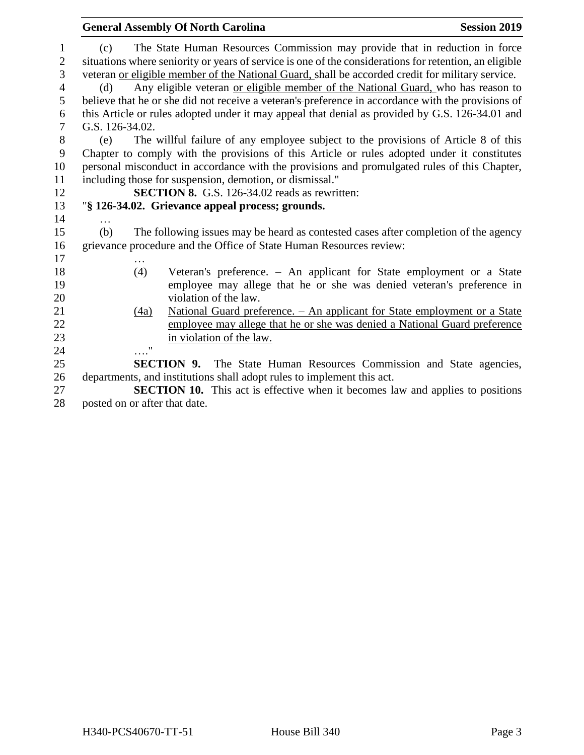(c) The State Human Resources Commission may provide that in reduction in force situations where seniority or years of service is one of the considerations for retention, an eligible veteran <u>or eligible member of the National Guard,</u> shall be accorded credit for military service.

(d) Any eligible veteran <u>or eligible member of the National Guard,</u> who has reason to believe that he or she did not receive a ~~veteran's~~ preference in accordance with the provisions of this Article or rules adopted under it may appeal that denial as provided by G.S. 126-34.01 and G.S. 126-34.02.

(e) The willful failure of any employee subject to the provisions of Article 8 of this Chapter to comply with the provisions of this Article or rules adopted under it constitutes personal misconduct in accordance with the provisions and promulgated rules of this Chapter, including those for suspension, demotion, or dismissal."

**SECTION 8.** G.S. 126-34.02 reads as rewritten:

"**§ 126-34.02. Grievance appeal process; grounds.**

…

(b) The following issues may be heard as contested cases after completion of the agency grievance procedure and the Office of State Human Resources review:

…

(4) Veteran's preference. – An applicant for State employment or a State employee may allege that he or she was denied veteran's preference in violation of the law.

<u>(4a) National Guard preference. – An applicant for State employment or a State employee may allege that he or she was denied a National Guard preference in violation of the law.</u>

…."

**SECTION 9.** The State Human Resources Commission and State agencies, departments, and institutions shall adopt rules to implement this act.

**SECTION 10.** This act is effective when it becomes law and applies to positions posted on or after that date.